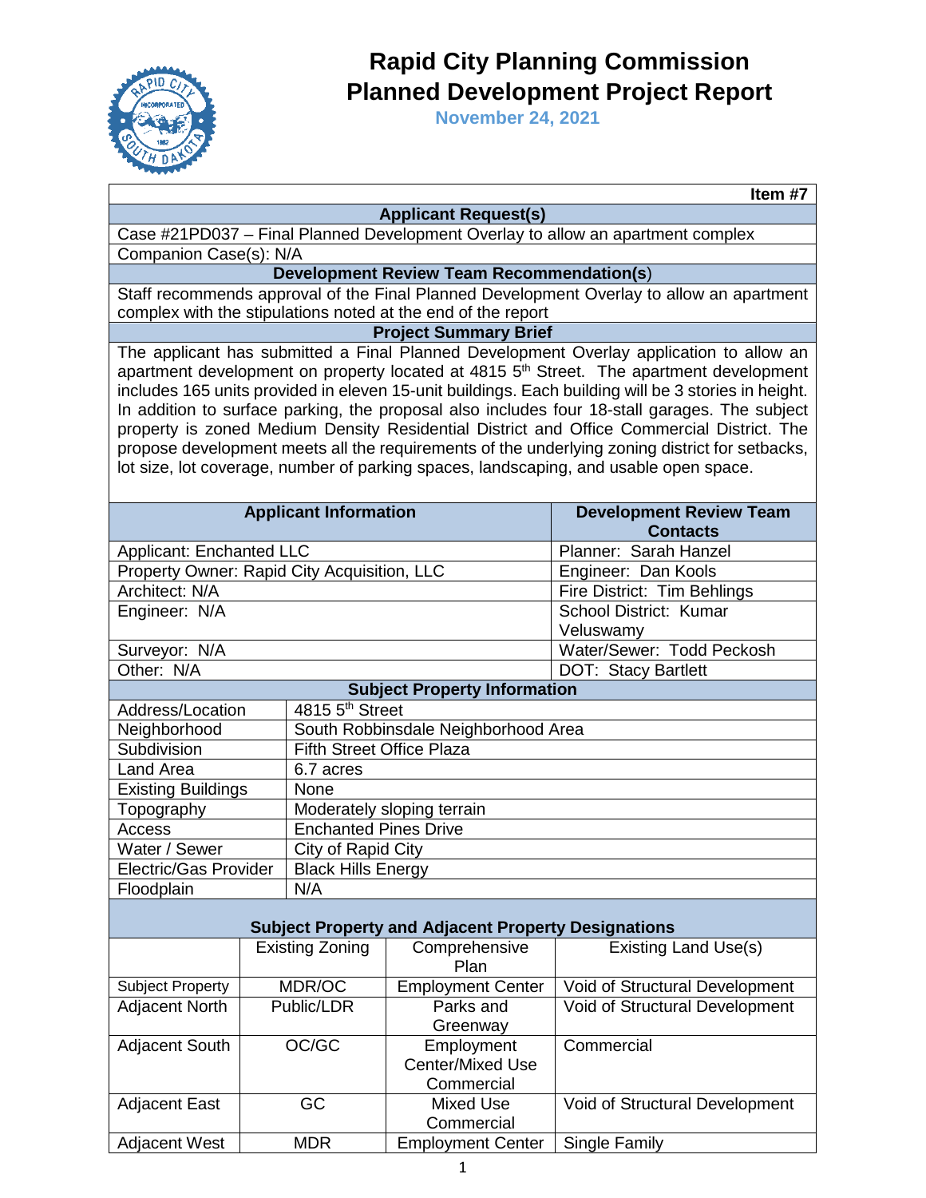# Rapid City Planning Commission
# Planned Development Project Report

**November 24, 2021**

**Item #7**

| **Applicant Request(s)** |
|---|
| Case #21PD037 – Final Planned Development Overlay to allow an apartment complex |
| Companion Case(s): N/A |
| **Development Review Team Recommendation(s)** |
| Staff recommends approval of the Final Planned Development Overlay to allow an apartment complex with the stipulations noted at the end of the report |
| **Project Summary Brief** |
| The applicant has submitted a Final Planned Development Overlay application to allow an apartment development on property located at 4815 5th Street. The apartment development includes 165 units provided in eleven 15-unit buildings. Each building will be 3 stories in height. In addition to surface parking, the proposal also includes four 18-stall garages. The subject property is zoned Medium Density Residential District and Office Commercial District. The propose development meets all the requirements of the underlying zoning district for setbacks, lot size, lot coverage, number of parking spaces, landscaping, and usable open space. |

| **Applicant Information** | **Development Review Team Contacts** |
|---|---|
| Applicant: Enchanted LLC | Planner: Sarah Hanzel |
| Property Owner: Rapid City Acquisition, LLC | Engineer: Dan Kools |
| Architect: N/A | Fire District: Tim Behlings |
| Engineer: N/A | School District: Kumar Veluswamy |
| Surveyor: N/A | Water/Sewer: Todd Peckosh |
| Other: N/A | DOT: Stacy Bartlett |

| **Subject Property Information** | |
|---|---|
| Address/Location | 4815 5th Street |
| Neighborhood | South Robbinsdale Neighborhood Area |
| Subdivision | Fifth Street Office Plaza |
| Land Area | 6.7 acres |
| Existing Buildings | None |
| Topography | Moderately sloping terrain |
| Access | Enchanted Pines Drive |
| Water / Sewer | City of Rapid City |
| Electric/Gas Provider | Black Hills Energy |
| Floodplain | N/A |

**Subject Property and Adjacent Property Designations**

| | Existing Zoning | Comprehensive Plan | Existing Land Use(s) |
|---|---|---|---|
| Subject Property | MDR/OC | Employment Center | Void of Structural Development |
| Adjacent North | Public/LDR | Parks and Greenway | Void of Structural Development |
| Adjacent South | OC/GC | Employment Center/Mixed Use Commercial | Commercial |
| Adjacent East | GC | Mixed Use Commercial | Void of Structural Development |
| Adjacent West | MDR | Employment Center | Single Family |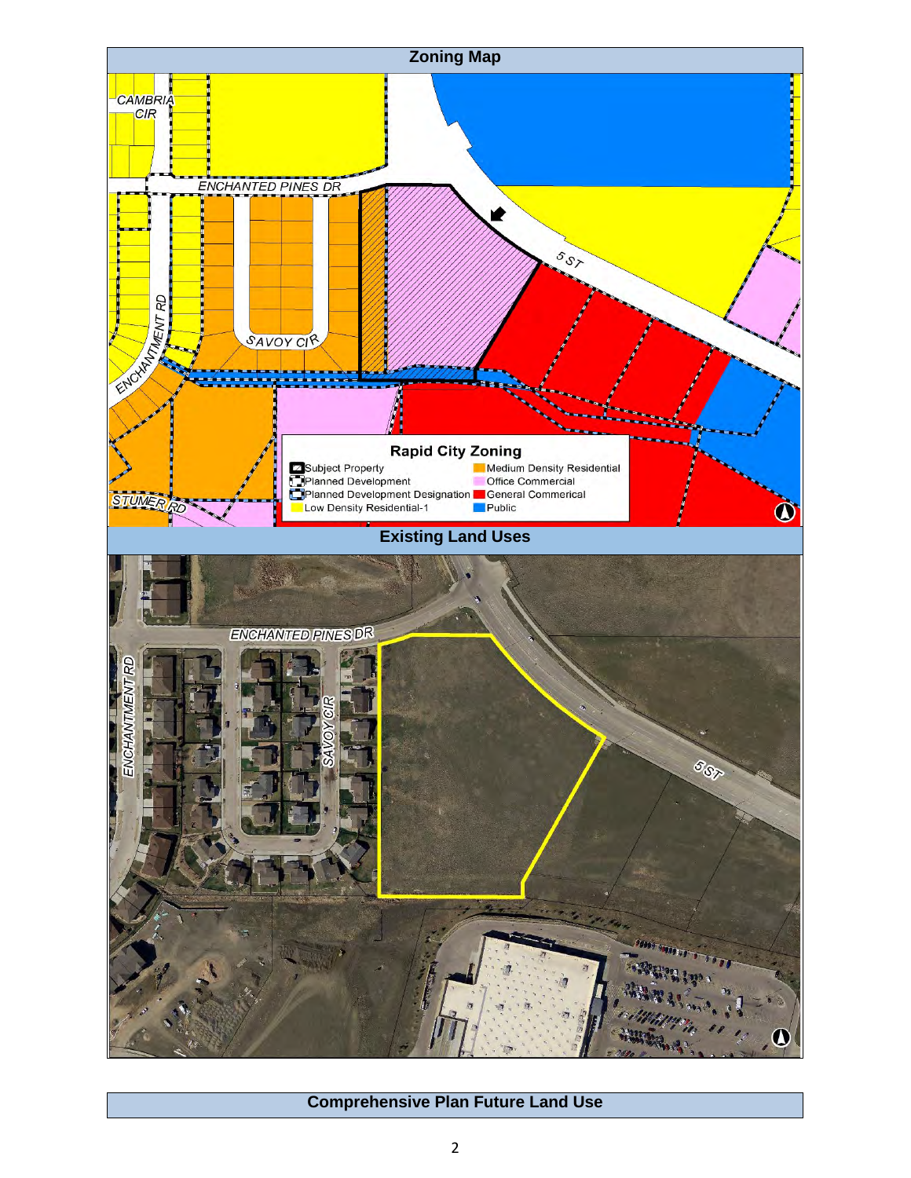## Zoning Map

CAMBRIA CIR

ENCHANTED PINES DR

5 ST

SAVOY CIR

ENCHANTMENT RD

STUMER RD

**Rapid City Zoning**

- Subject Property
- Planned Development
- Planned Development Designation
- Low Density Residential-1
- Medium Density Residential
- Office Commercial
- General Commerical
- Public

## Existing Land Uses

ENCHANTED PINES DR

ENCHANTMENT RD

SAVOY CIR

5 ST

## Comprehensive Plan Future Land Use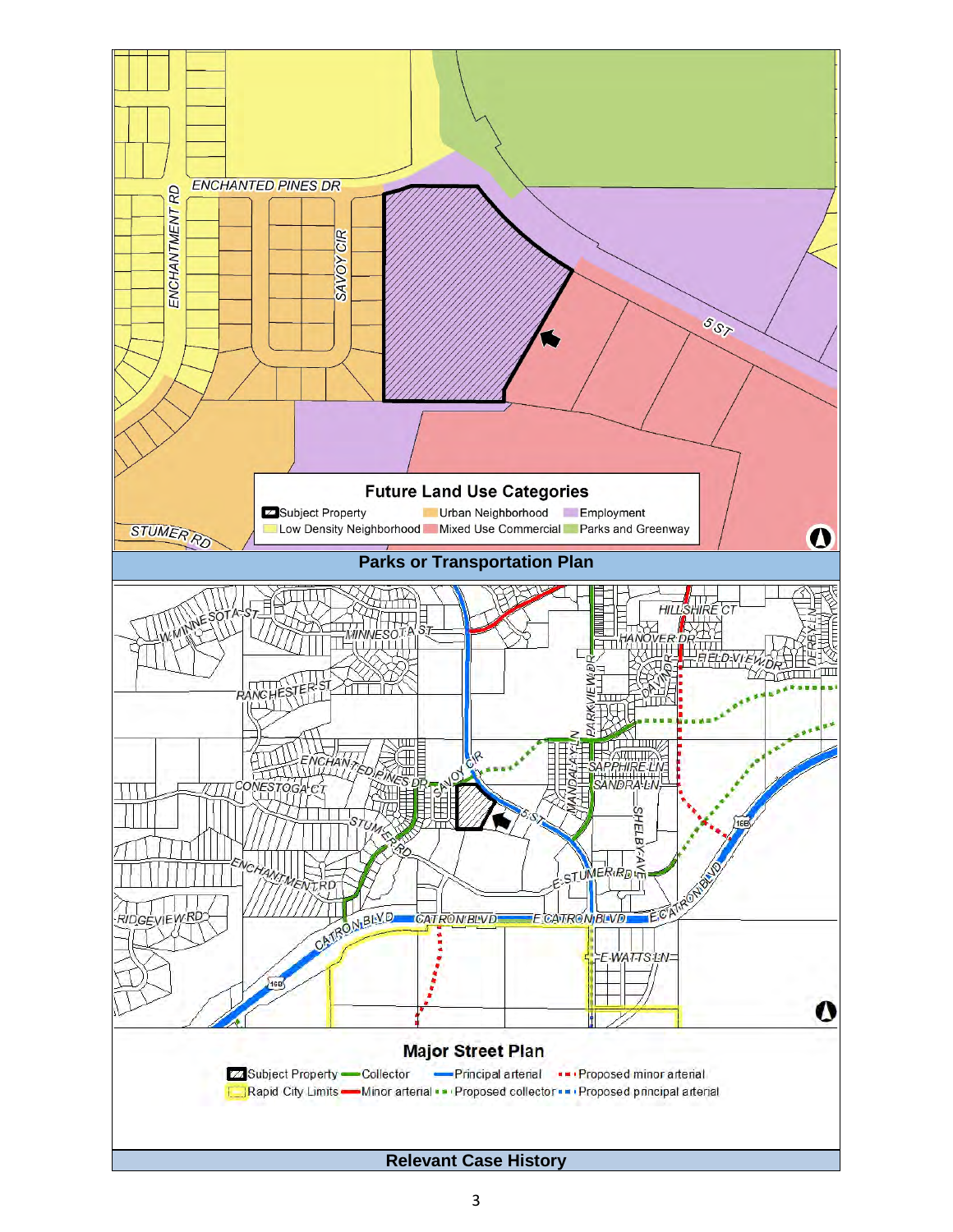**Future Land Use Categories**

Subject Property | Urban Neighborhood | Employment
Low Density Neighborhood | Mixed Use Commercial | Parks and Greenway

## Parks or Transportation Plan

**Major Street Plan**

Subject Property | Collector | Principal arterial | Proposed minor arterial
Rapid City Limits | Minor arterial | Proposed collector | Proposed principal arterial

## Relevant Case History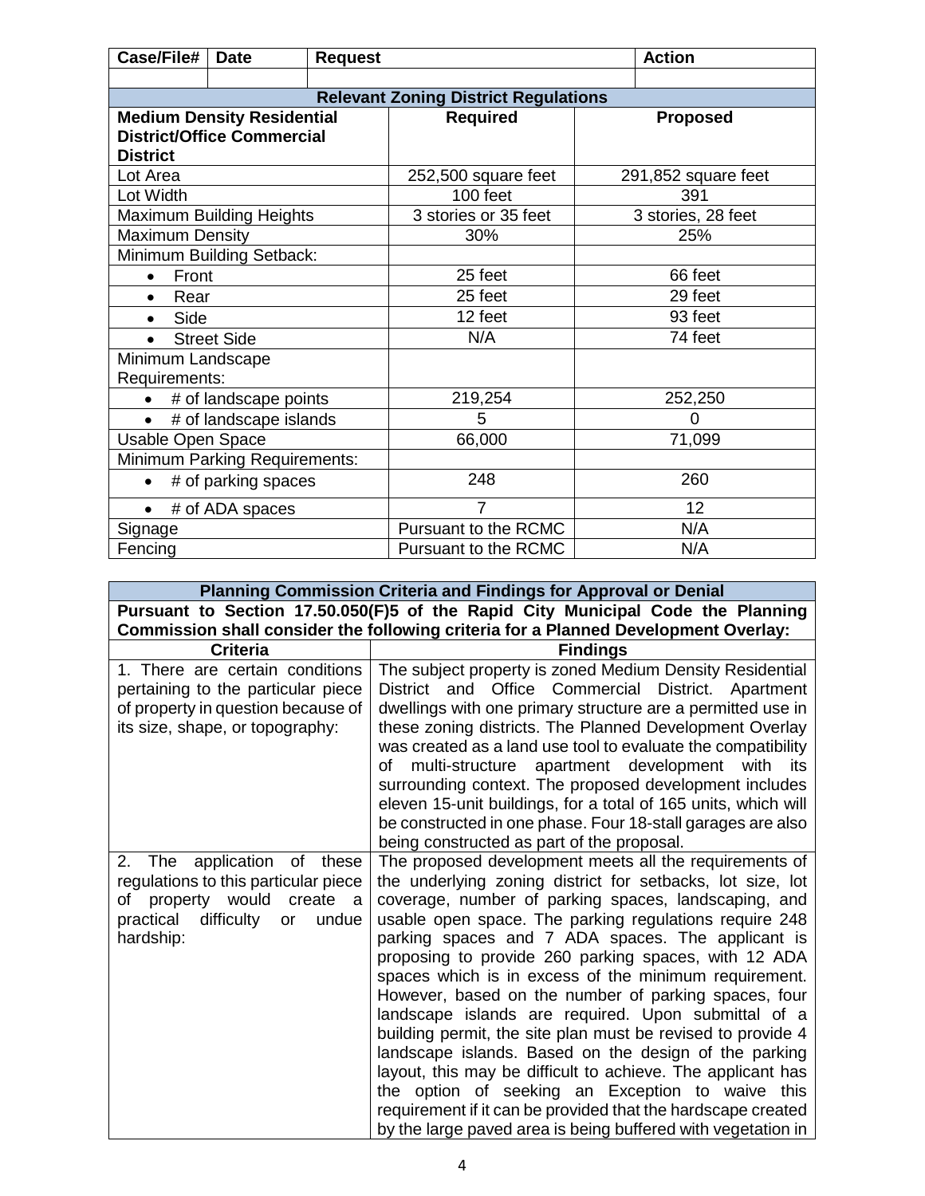| Case/File# | Date | Request | Action |
|---|---|---|---|
| | | | |

| Relevant Zoning District Regulations | | |
|---|---|---|
| **Medium Density Residential District/Office Commercial District** | **Required** | **Proposed** |
| Lot Area | 252,500 square feet | 291,852 square feet |
| Lot Width | 100 feet | 391 |
| Maximum Building Heights | 3 stories or 35 feet | 3 stories, 28 feet |
| Maximum Density | 30% | 25% |
| Minimum Building Setback: | | |
| • Front | 25 feet | 66 feet |
| • Rear | 25 feet | 29 feet |
| • Side | 12 feet | 93 feet |
| • Street Side | N/A | 74 feet |
| Minimum Landscape Requirements: | | |
| • # of landscape points | 219,254 | 252,250 |
| • # of landscape islands | 5 | 0 |
| Usable Open Space | 66,000 | 71,099 |
| Minimum Parking Requirements: | | |
| • # of parking spaces | 248 | 260 |
| • # of ADA spaces | 7 | 12 |
| Signage | Pursuant to the RCMC | N/A |
| Fencing | Pursuant to the RCMC | N/A |

| Planning Commission Criteria and Findings for Approval or Denial | |
|---|---|
| **Pursuant to Section 17.50.050(F)5 of the Rapid City Municipal Code the Planning Commission shall consider the following criteria for a Planned Development Overlay:** | |
| **Criteria** | **Findings** |
| 1. There are certain conditions pertaining to the particular piece of property in question because of its size, shape, or topography: | The subject property is zoned Medium Density Residential District and Office Commercial District. Apartment dwellings with one primary structure are a permitted use in these zoning districts. The Planned Development Overlay was created as a land use tool to evaluate the compatibility of multi-structure apartment development with its surrounding context. The proposed development includes eleven 15-unit buildings, for a total of 165 units, which will be constructed in one phase. Four 18-stall garages are also being constructed as part of the proposal. |
| 2. The application of these regulations to this particular piece of property would create a practical difficulty or undue hardship: | The proposed development meets all the requirements of the underlying zoning district for setbacks, lot size, lot coverage, number of parking spaces, landscaping, and usable open space. The parking regulations require 248 parking spaces and 7 ADA spaces. The applicant is proposing to provide 260 parking spaces, with 12 ADA spaces which is in excess of the minimum requirement. However, based on the number of parking spaces, four landscape islands are required. Upon submittal of a building permit, the site plan must be revised to provide 4 landscape islands. Based on the design of the parking layout, this may be difficult to achieve. The applicant has the option of seeking an Exception to waive this requirement if it can be provided that the hardscape created by the large paved area is being buffered with vegetation in |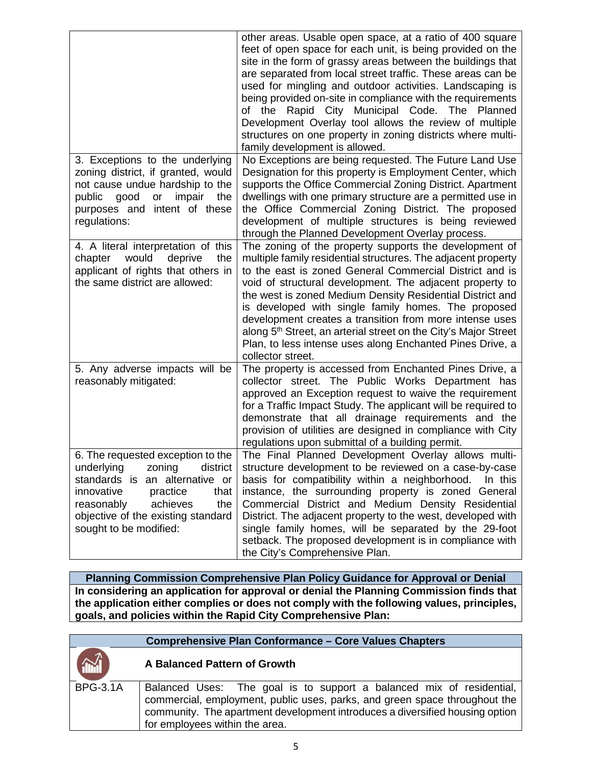| | |
|---|---|
| | other areas. Usable open space, at a ratio of 400 square feet of open space for each unit, is being provided on the site in the form of grassy areas between the buildings that are separated from local street traffic. These areas can be used for mingling and outdoor activities. Landscaping is being provided on-site in compliance with the requirements of the Rapid City Municipal Code. The Planned Development Overlay tool allows the review of multiple structures on one property in zoning districts where multi-family development is allowed. |
| 3. Exceptions to the underlying zoning district, if granted, would not cause undue hardship to the public good or impair the purposes and intent of these regulations: | No Exceptions are being requested. The Future Land Use Designation for this property is Employment Center, which supports the Office Commercial Zoning District. Apartment dwellings with one primary structure are a permitted use in the Office Commercial Zoning District. The proposed development of multiple structures is being reviewed through the Planned Development Overlay process. |
| 4. A literal interpretation of this chapter would deprive the applicant of rights that others in the same district are allowed: | The zoning of the property supports the development of multiple family residential structures. The adjacent property to the east is zoned General Commercial District and is void of structural development. The adjacent property to the west is zoned Medium Density Residential District and is developed with single family homes. The proposed development creates a transition from more intense uses along 5th Street, an arterial street on the City's Major Street Plan, to less intense uses along Enchanted Pines Drive, a collector street. |
| 5. Any adverse impacts will be reasonably mitigated: | The property is accessed from Enchanted Pines Drive, a collector street. The Public Works Department has approved an Exception request to waive the requirement for a Traffic Impact Study. The applicant will be required to demonstrate that all drainage requirements and the provision of utilities are designed in compliance with City regulations upon submittal of a building permit. |
| 6. The requested exception to the underlying zoning district standards is an alternative or innovative practice that reasonably achieves the objective of the existing standard sought to be modified: | The Final Planned Development Overlay allows multi-structure development to be reviewed on a case-by-case basis for compatibility within a neighborhood. In this instance, the surrounding property is zoned General Commercial District and Medium Density Residential District. The adjacent property to the west, developed with single family homes, will be separated by the 29-foot setback. The proposed development is in compliance with the City's Comprehensive Plan. |

| **Planning Commission Comprehensive Plan Policy Guidance for Approval or Denial** |
|---|
| **In considering an application for approval or denial the Planning Commission finds that the application either complies or does not comply with the following values, principles, goals, and policies within the Rapid City Comprehensive Plan:** |

| **Comprehensive Plan Conformance – Core Values Chapters** | |
|---|---|
| | **A Balanced Pattern of Growth** |
| BPG-3.1A | Balanced Uses: The goal is to support a balanced mix of residential, commercial, employment, public uses, parks, and green space throughout the community. The apartment development introduces a diversified housing option for employees within the area. |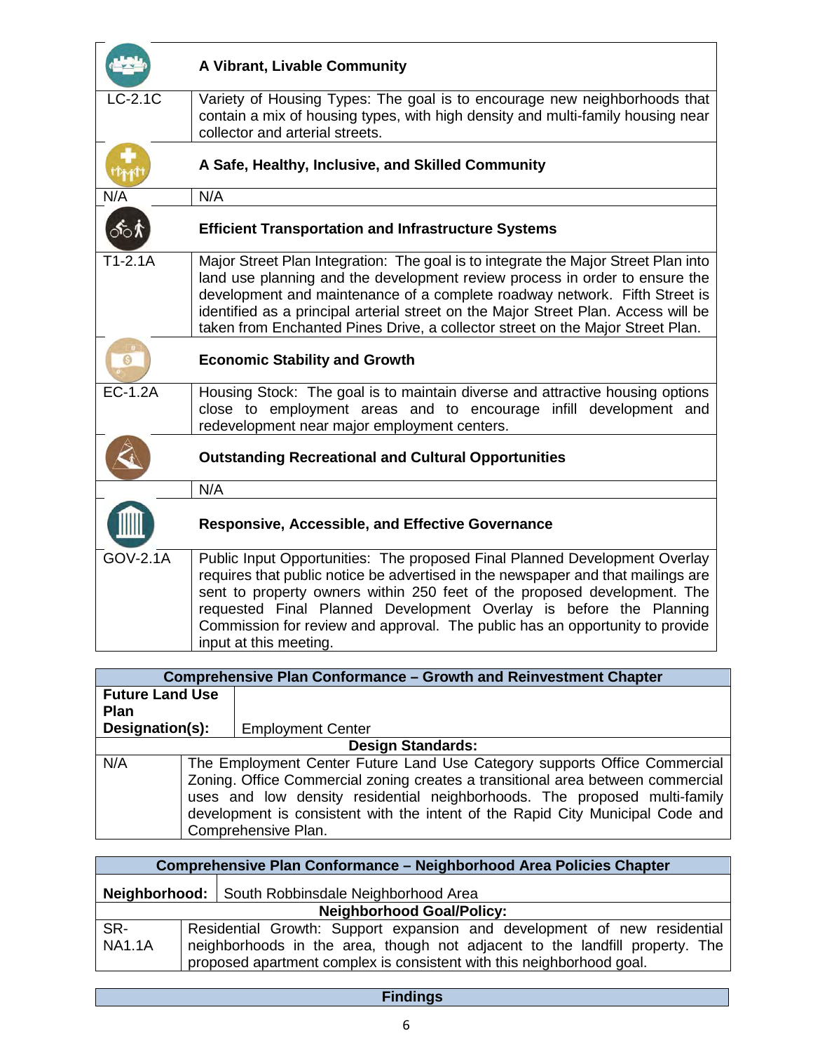| | A Vibrant, Livable Community |
|---|---|
| LC-2.1C | Variety of Housing Types: The goal is to encourage new neighborhoods that contain a mix of housing types, with high density and multi-family housing near collector and arterial streets. |
| | **A Safe, Healthy, Inclusive, and Skilled Community** |
| N/A | N/A |
| | **Efficient Transportation and Infrastructure Systems** |
| T1-2.1A | Major Street Plan Integration: The goal is to integrate the Major Street Plan into land use planning and the development review process in order to ensure the development and maintenance of a complete roadway network. Fifth Street is identified as a principal arterial street on the Major Street Plan. Access will be taken from Enchanted Pines Drive, a collector street on the Major Street Plan. |
| | **Economic Stability and Growth** |
| EC-1.2A | Housing Stock: The goal is to maintain diverse and attractive housing options close to employment areas and to encourage infill development and redevelopment near major employment centers. |
| | **Outstanding Recreational and Cultural Opportunities** |
| | N/A |
| | **Responsive, Accessible, and Effective Governance** |
| GOV-2.1A | Public Input Opportunities: The proposed Final Planned Development Overlay requires that public notice be advertised in the newspaper and that mailings are sent to property owners within 250 feet of the proposed development. The requested Final Planned Development Overlay is before the Planning Commission for review and approval. The public has an opportunity to provide input at this meeting. |

| Comprehensive Plan Conformance – Growth and Reinvestment Chapter | |
|---|---|
| **Future Land Use Plan Designation(s):** | Employment Center |
| **Design Standards:** | |
| N/A | The Employment Center Future Land Use Category supports Office Commercial Zoning. Office Commercial zoning creates a transitional area between commercial uses and low density residential neighborhoods. The proposed multi-family development is consistent with the intent of the Rapid City Municipal Code and Comprehensive Plan. |

| Comprehensive Plan Conformance – Neighborhood Area Policies Chapter | |
|---|---|
| **Neighborhood:** | South Robbinsdale Neighborhood Area |
| **Neighborhood Goal/Policy:** | |
| SR-NA1.1A | Residential Growth: Support expansion and development of new residential neighborhoods in the area, though not adjacent to the landfill property. The proposed apartment complex is consistent with this neighborhood goal. |

| Findings |
|---|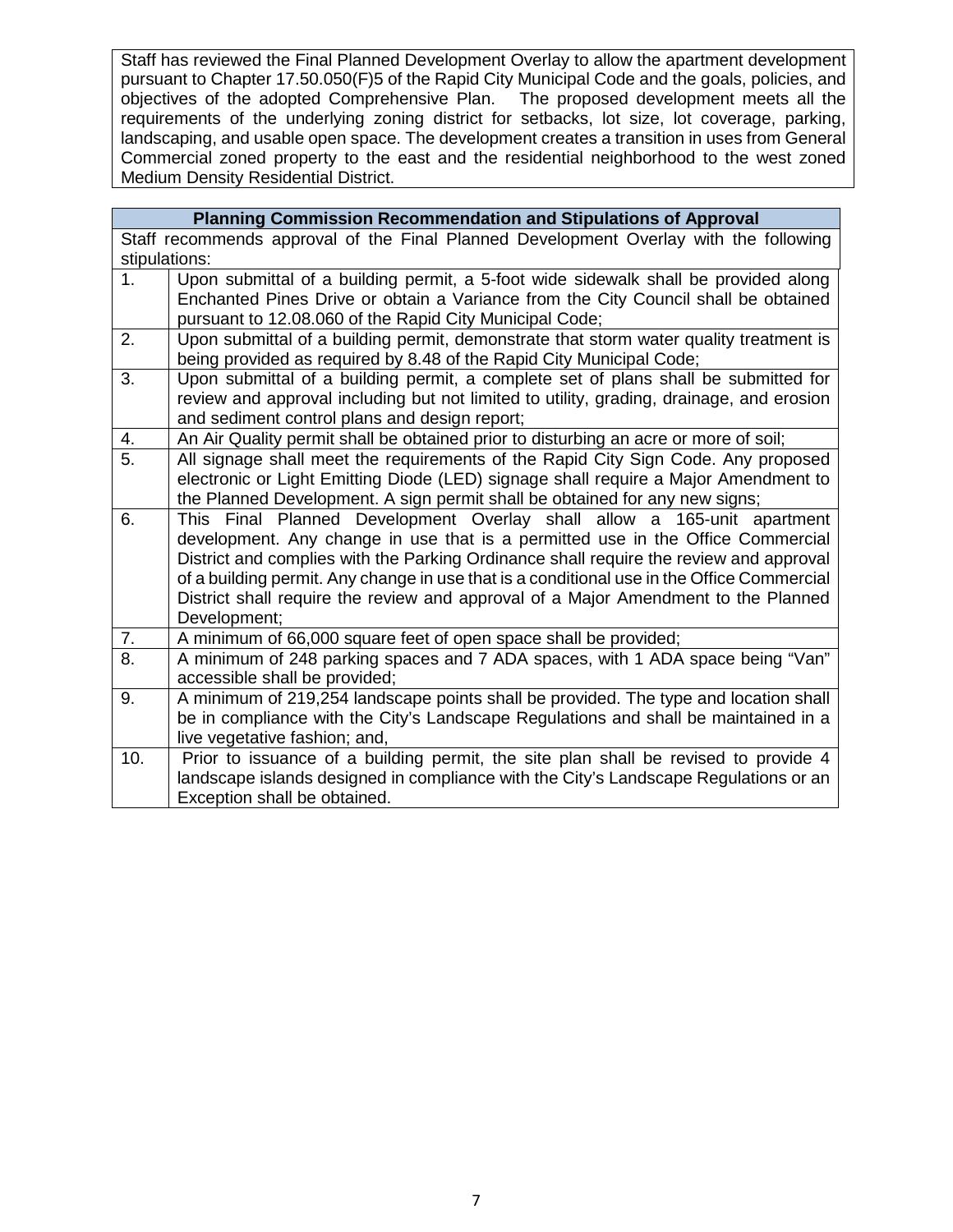Staff has reviewed the Final Planned Development Overlay to allow the apartment development pursuant to Chapter 17.50.050(F)5 of the Rapid City Municipal Code and the goals, policies, and objectives of the adopted Comprehensive Plan. The proposed development meets all the requirements of the underlying zoning district for setbacks, lot size, lot coverage, parking, landscaping, and usable open space. The development creates a transition in uses from General Commercial zoned property to the east and the residential neighborhood to the west zoned Medium Density Residential District.

**Planning Commission Recommendation and Stipulations of Approval**

Staff recommends approval of the Final Planned Development Overlay with the following stipulations:

| | |
|---|---|
| 1. | Upon submittal of a building permit, a 5-foot wide sidewalk shall be provided along Enchanted Pines Drive or obtain a Variance from the City Council shall be obtained pursuant to 12.08.060 of the Rapid City Municipal Code; |
| 2. | Upon submittal of a building permit, demonstrate that storm water quality treatment is being provided as required by 8.48 of the Rapid City Municipal Code; |
| 3. | Upon submittal of a building permit, a complete set of plans shall be submitted for review and approval including but not limited to utility, grading, drainage, and erosion and sediment control plans and design report; |
| 4. | An Air Quality permit shall be obtained prior to disturbing an acre or more of soil; |
| 5. | All signage shall meet the requirements of the Rapid City Sign Code. Any proposed electronic or Light Emitting Diode (LED) signage shall require a Major Amendment to the Planned Development. A sign permit shall be obtained for any new signs; |
| 6. | This Final Planned Development Overlay shall allow a 165-unit apartment development. Any change in use that is a permitted use in the Office Commercial District and complies with the Parking Ordinance shall require the review and approval of a building permit. Any change in use that is a conditional use in the Office Commercial District shall require the review and approval of a Major Amendment to the Planned Development; |
| 7. | A minimum of 66,000 square feet of open space shall be provided; |
| 8. | A minimum of 248 parking spaces and 7 ADA spaces, with 1 ADA space being "Van" accessible shall be provided; |
| 9. | A minimum of 219,254 landscape points shall be provided. The type and location shall be in compliance with the City's Landscape Regulations and shall be maintained in a live vegetative fashion; and, |
| 10. | Prior to issuance of a building permit, the site plan shall be revised to provide 4 landscape islands designed in compliance with the City's Landscape Regulations or an Exception shall be obtained. |